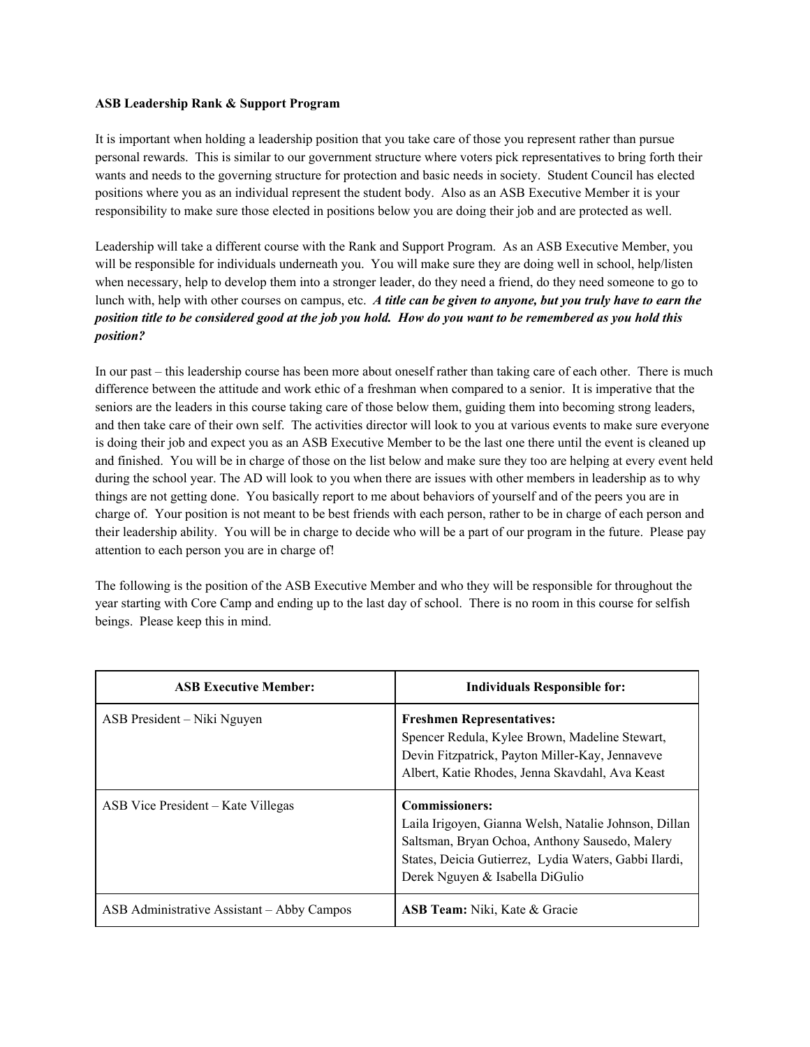**ASB Leadership Rank & Support Program**

It is important when holding a leadership position that you take care of those you represent rather than pursue personal rewards. This is similar to our government structure where voters pick representatives to bring forth their wants and needs to the governing structure for protection and basic needs in society. Student Council has elected positions where you as an individual represent the student body. Also as an ASB Executive Member it is your responsibility to make sure those elected in positions below you are doing their job and are protected as well.

Leadership will take a different course with the Rank and Support Program. As an ASB Executive Member, you will be responsible for individuals underneath you. You will make sure they are doing well in school, help/listen when necessary, help to develop them into a stronger leader, do they need a friend, do they need someone to go to lunch with, help with other courses on campus, etc. ***A title can be given to anyone, but you truly have to earn the position title to be considered good at the job you hold. How do you want to be remembered as you hold this position?***

In our past – this leadership course has been more about oneself rather than taking care of each other. There is much difference between the attitude and work ethic of a freshman when compared to a senior. It is imperative that the seniors are the leaders in this course taking care of those below them, guiding them into becoming strong leaders, and then take care of their own self. The activities director will look to you at various events to make sure everyone is doing their job and expect you as an ASB Executive Member to be the last one there until the event is cleaned up and finished. You will be in charge of those on the list below and make sure they too are helping at every event held during the school year. The AD will look to you when there are issues with other members in leadership as to why things are not getting done. You basically report to me about behaviors of yourself and of the peers you are in charge of. Your position is not meant to be best friends with each person, rather to be in charge of each person and their leadership ability. You will be in charge to decide who will be a part of our program in the future. Please pay attention to each person you are in charge of!

The following is the position of the ASB Executive Member and who they will be responsible for throughout the year starting with Core Camp and ending up to the last day of school. There is no room in this course for selfish beings. Please keep this in mind.

| ASB Executive Member: | Individuals Responsible for: |
|---|---|
| ASB President – Niki Nguyen | **Freshmen Representatives:** Spencer Redula, Kylee Brown, Madeline Stewart, Devin Fitzpatrick, Payton Miller-Kay, Jennaveve Albert, Katie Rhodes, Jenna Skavdahl, Ava Keast |
| ASB Vice President – Kate Villegas | **Commissioners:** Laila Irigoyen, Gianna Welsh, Natalie Johnson, Dillan Saltsman, Bryan Ochoa, Anthony Sausedo, Malery States, Deicia Gutierrez, Lydia Waters, Gabbi Ilardi, Derek Nguyen & Isabella DiGulio |
| ASB Administrative Assistant – Abby Campos | **ASB Team:** Niki, Kate & Gracie |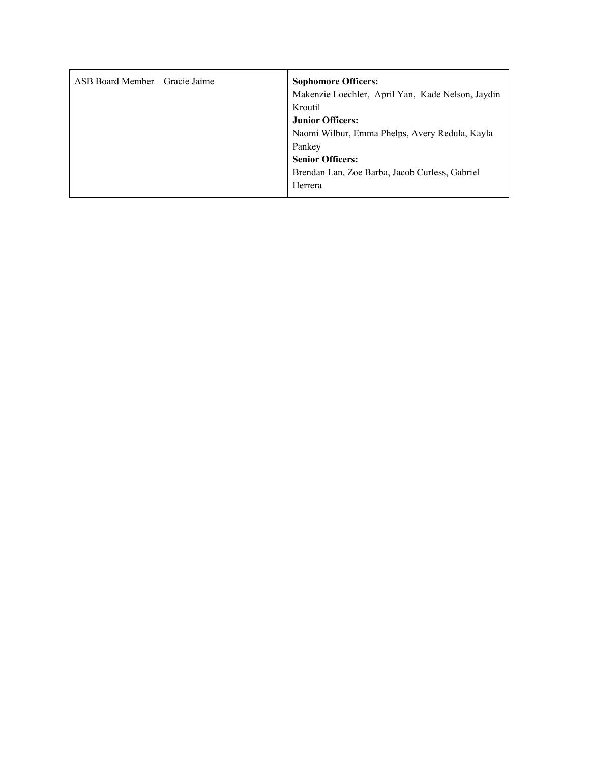| | |
|---|---|
| ASB Board Member – Gracie Jaime | **Sophomore Officers:**<br>Makenzie Loechler, April Yan, Kade Nelson, Jaydin Kroutil<br>**Junior Officers:**<br>Naomi Wilbur, Emma Phelps, Avery Redula, Kayla Pankey<br>**Senior Officers:**<br>Brendan Lan, Zoe Barba, Jacob Curless, Gabriel Herrera |